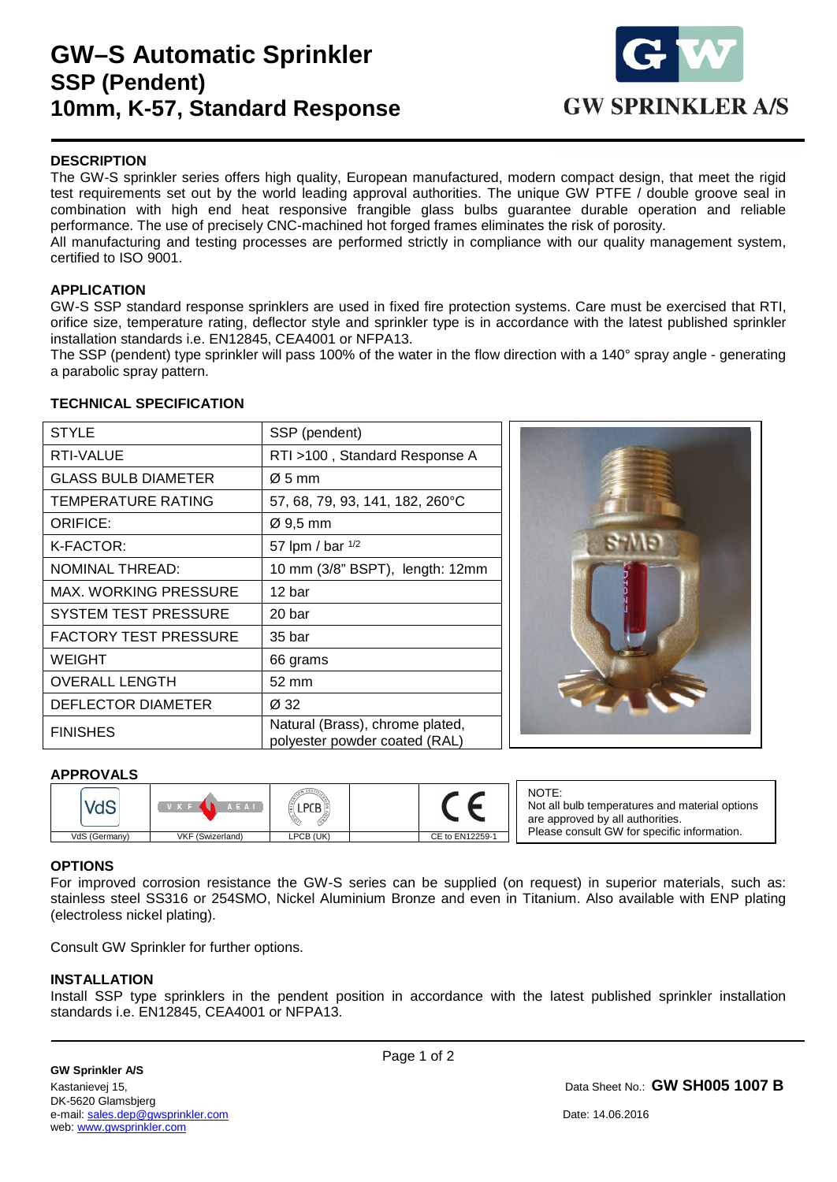# GW–S Automatic Sprinkler
## SSP (Pendent)
## 10mm, K-57, Standard Response

GW SPRINKLER A/S

### DESCRIPTION

The GW-S sprinkler series offers high quality, European manufactured, modern compact design, that meet the rigid test requirements set out by the world leading approval authorities. The unique GW PTFE / double groove seal in combination with high end heat responsive frangible glass bulbs guarantee durable operation and reliable performance. The use of precisely CNC-machined hot forged frames eliminates the risk of porosity.

All manufacturing and testing processes are performed strictly in compliance with our quality management system, certified to ISO 9001.

### APPLICATION

GW-S SSP standard response sprinklers are used in fixed fire protection systems. Care must be exercised that RTI, orifice size, temperature rating, deflector style and sprinkler type is in accordance with the latest published sprinkler installation standards i.e. EN12845, CEA4001 or NFPA13.

The SSP (pendent) type sprinkler will pass 100% of the water in the flow direction with a 140° spray angle - generating a parabolic spray pattern.

### TECHNICAL SPECIFICATION

| STYLE | SSP (pendent) |
|---|---|
| RTI-VALUE | RTI >100 , Standard Response A |
| GLASS BULB DIAMETER | Ø 5 mm |
| TEMPERATURE RATING | 57, 68, 79, 93, 141, 182, 260°C |
| ORIFICE: | Ø 9,5 mm |
| K-FACTOR: | 57 lpm / bar $^{1/2}$ |
| NOMINAL THREAD: | 10 mm (3/8" BSPT), length: 12mm |
| MAX. WORKING PRESSURE | 12 bar |
| SYSTEM TEST PRESSURE | 20 bar |
| FACTORY TEST PRESSURE | 35 bar |
| WEIGHT | 66 grams |
| OVERALL LENGTH | 52 mm |
| DEFLECTOR DIAMETER | Ø 32 |
| FINISHES | Natural (Brass), chrome plated, polyester powder coated (RAL) |

### APPROVALS

| VdS | VKF | LPCB | | CE |
|---|---|---|---|---|
| VdS (Germany) | VKF (Swizerland) | LPCB (UK) | | CE to EN12259-1 |

NOTE:
Not all bulb temperatures and material options are approved by all authorities.
Please consult GW for specific information.

### OPTIONS

For improved corrosion resistance the GW-S series can be supplied (on request) in superior materials, such as: stainless steel SS316 or 254SMO, Nickel Aluminium Bronze and even in Titanium. Also available with ENP plating (electroless nickel plating).

Consult GW Sprinkler for further options.

### INSTALLATION

Install SSP type sprinklers in the pendent position in accordance with the latest published sprinkler installation standards i.e. EN12845, CEA4001 or NFPA13.

**GW Sprinkler A/S**
Kastanievej 15,
DK-5620 Glamsbjerg
e-mail: sales.dep@gwsprinkler.com
web: www.gwsprinkler.com

Data Sheet No.: **GW SH005 1007 B**

Date: 14.06.2016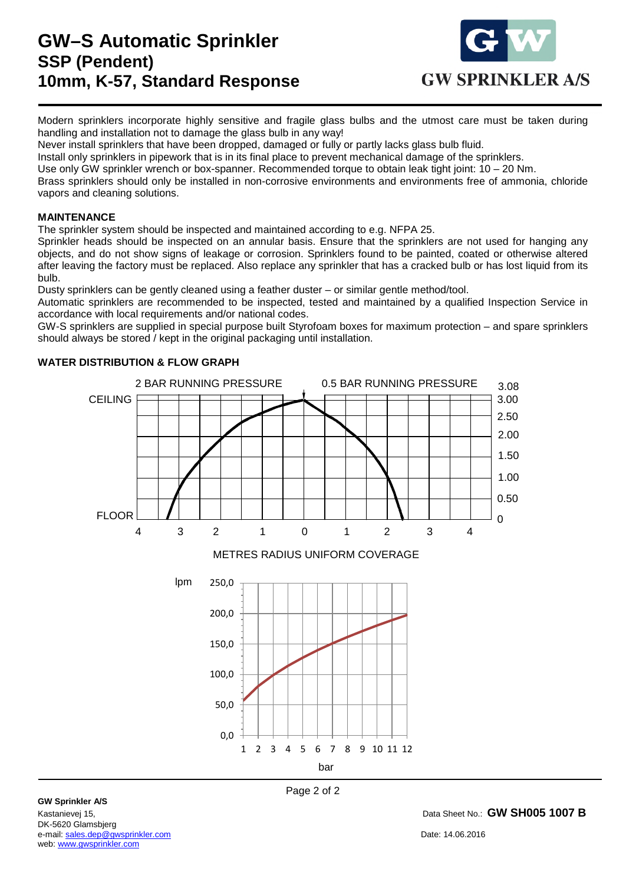Modern sprinklers incorporate highly sensitive and fragile glass bulbs and the utmost care must be taken during handling and installation not to damage the glass bulb in any way!
Never install sprinklers that have been dropped, damaged or fully or partly lacks glass bulb fluid.
Install only sprinklers in pipework that is in its final place to prevent mechanical damage of the sprinklers.
Use only GW sprinkler wrench or box-spanner. Recommended torque to obtain leak tight joint: 10 – 20 Nm.
Brass sprinklers should only be installed in non-corrosive environments and environments free of ammonia, chloride vapors and cleaning solutions.

### MAINTENANCE

The sprinkler system should be inspected and maintained according to e.g. NFPA 25.
Sprinkler heads should be inspected on an annular basis. Ensure that the sprinklers are not used for hanging any objects, and do not show signs of leakage or corrosion. Sprinklers found to be painted, coated or otherwise altered after leaving the factory must be replaced. Also replace any sprinkler that has a cracked bulb or has lost liquid from its bulb.
Dusty sprinklers can be gently cleaned using a feather duster – or similar gentle method/tool.
Automatic sprinklers are recommended to be inspected, tested and maintained by a qualified Inspection Service in accordance with local requirements and/or national codes.
GW-S sprinklers are supplied in special purpose built Styrofoam boxes for maximum protection – and spare sprinklers should always be stored / kept in the original packaging until installation.

### WATER DISTRIBUTION & FLOW GRAPH

2 BAR RUNNING PRESSURE
0.5 BAR RUNNING PRESSURE
CEILING
FLOOR
3.08
3.00
2.50
2.00
1.50
1.00
0.50
0
4 3 2 1 0 1 2 3 4

METRES RADIUS UNIFORM COVERAGE

lpm
250,0
200,0
150,0
100,0
50,0
0,0
1 2 3 4 5 6 7 8 9 10 11 12
bar

**GW Sprinkler A/S**
Kastanievej 15,
DK-5620 Glamsbjerg
e-mail: sales.dep@gwsprinkler.com
web: www.gwsprinkler.com

Data Sheet No.: **GW SH005 1007 B**

Date: 14.06.2016